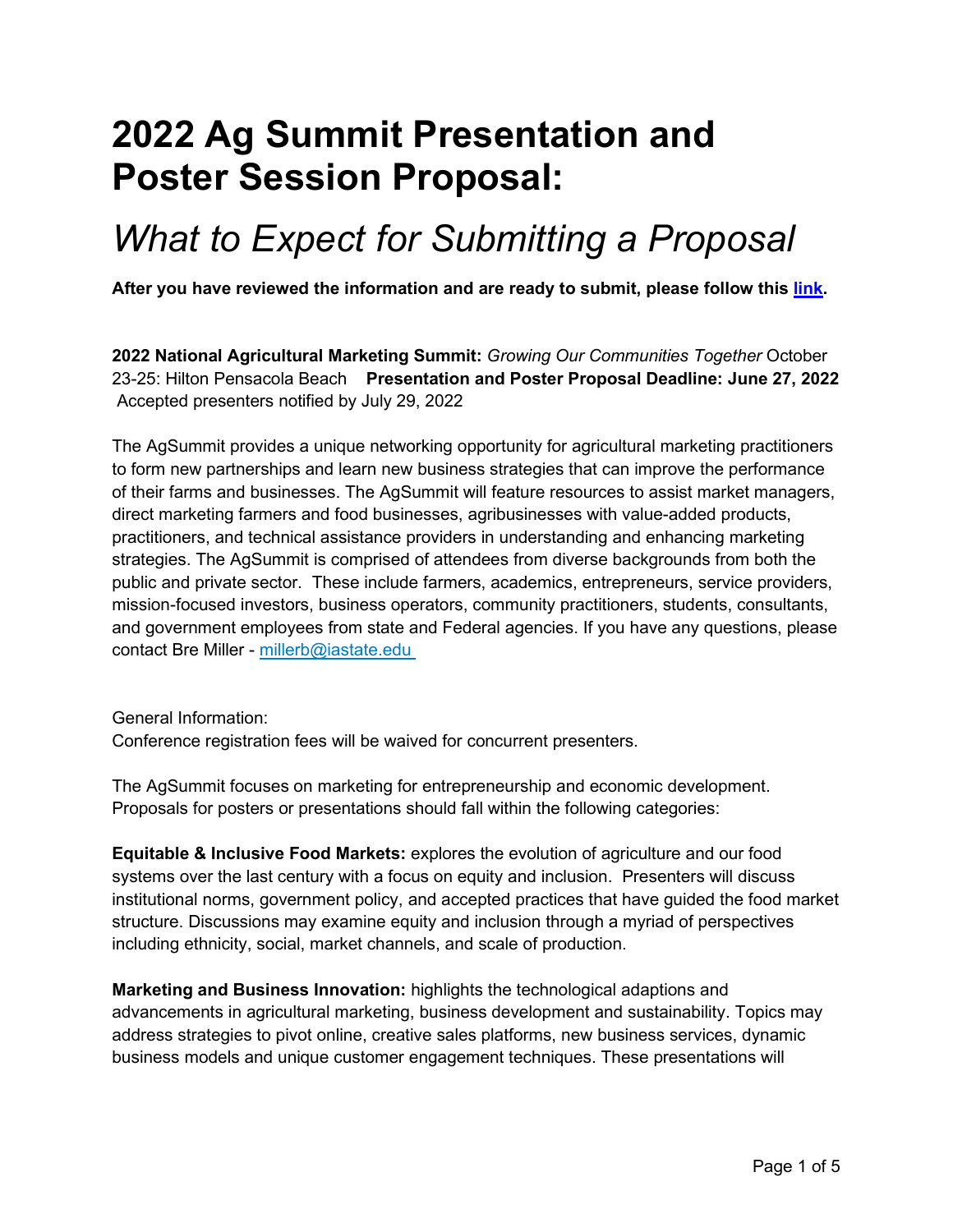# 2022 Ag Summit Presentation and Poster Session Proposal:

## *What to Expect for Submitting a Proposal*

**After you have reviewed the information and are ready to submit, please follow this [link](#).**

**2022 National Agricultural Marketing Summit:** *Growing Our Communities Together* October 23-25: Hilton Pensacola Beach **Presentation and Poster Proposal Deadline: June 27, 2022** Accepted presenters notified by July 29, 2022

The AgSummit provides a unique networking opportunity for agricultural marketing practitioners to form new partnerships and learn new business strategies that can improve the performance of their farms and businesses. The AgSummit will feature resources to assist market managers, direct marketing farmers and food businesses, agribusinesses with value-added products, practitioners, and technical assistance providers in understanding and enhancing marketing strategies. The AgSummit is comprised of attendees from diverse backgrounds from both the public and private sector. These include farmers, academics, entrepreneurs, service providers, mission-focused investors, business operators, community practitioners, students, consultants, and government employees from state and Federal agencies. If you have any questions, please contact Bre Miller - [millerb@iastate.edu](mailto:millerb@iastate.edu)

General Information:
Conference registration fees will be waived for concurrent presenters.

The AgSummit focuses on marketing for entrepreneurship and economic development. Proposals for posters or presentations should fall within the following categories:

**Equitable & Inclusive Food Markets:** explores the evolution of agriculture and our food systems over the last century with a focus on equity and inclusion. Presenters will discuss institutional norms, government policy, and accepted practices that have guided the food market structure. Discussions may examine equity and inclusion through a myriad of perspectives including ethnicity, social, market channels, and scale of production.

**Marketing and Business Innovation:** highlights the technological adaptions and advancements in agricultural marketing, business development and sustainability. Topics may address strategies to pivot online, creative sales platforms, new business services, dynamic business models and unique customer engagement techniques. These presentations will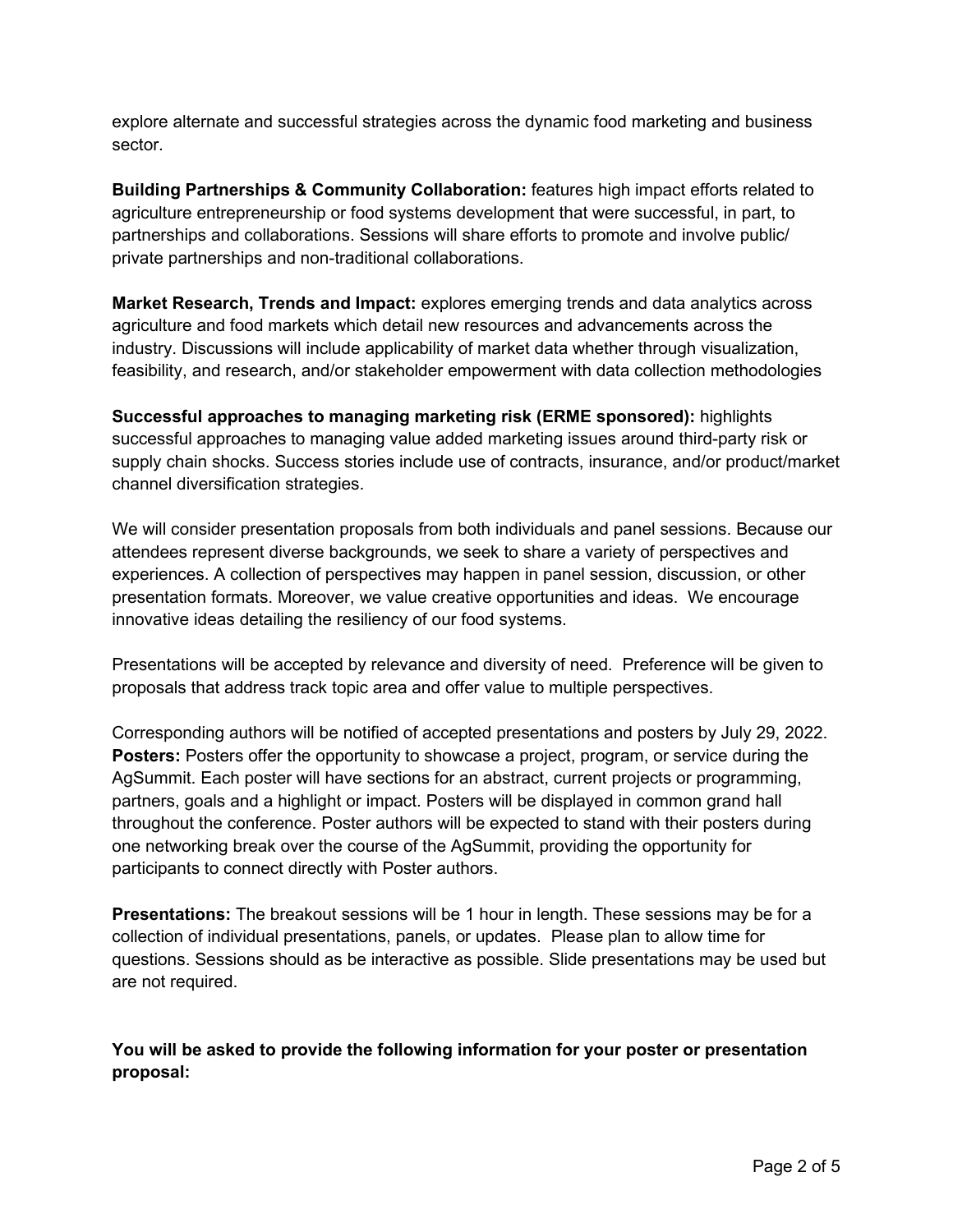explore alternate and successful strategies across the dynamic food marketing and business sector.

**Building Partnerships & Community Collaboration:** features high impact efforts related to agriculture entrepreneurship or food systems development that were successful, in part, to partnerships and collaborations. Sessions will share efforts to promote and involve public/ private partnerships and non-traditional collaborations.

**Market Research, Trends and Impact:** explores emerging trends and data analytics across agriculture and food markets which detail new resources and advancements across the industry. Discussions will include applicability of market data whether through visualization, feasibility, and research, and/or stakeholder empowerment with data collection methodologies

**Successful approaches to managing marketing risk (ERME sponsored):** highlights successful approaches to managing value added marketing issues around third-party risk or supply chain shocks. Success stories include use of contracts, insurance, and/or product/market channel diversification strategies.

We will consider presentation proposals from both individuals and panel sessions. Because our attendees represent diverse backgrounds, we seek to share a variety of perspectives and experiences. A collection of perspectives may happen in panel session, discussion, or other presentation formats. Moreover, we value creative opportunities and ideas. We encourage innovative ideas detailing the resiliency of our food systems.

Presentations will be accepted by relevance and diversity of need. Preference will be given to proposals that address track topic area and offer value to multiple perspectives.

Corresponding authors will be notified of accepted presentations and posters by July 29, 2022.
**Posters:** Posters offer the opportunity to showcase a project, program, or service during the AgSummit. Each poster will have sections for an abstract, current projects or programming, partners, goals and a highlight or impact. Posters will be displayed in common grand hall throughout the conference. Poster authors will be expected to stand with their posters during one networking break over the course of the AgSummit, providing the opportunity for participants to connect directly with Poster authors.

**Presentations:** The breakout sessions will be 1 hour in length. These sessions may be for a collection of individual presentations, panels, or updates. Please plan to allow time for questions. Sessions should as be interactive as possible. Slide presentations may be used but are not required.

**You will be asked to provide the following information for your poster or presentation proposal:**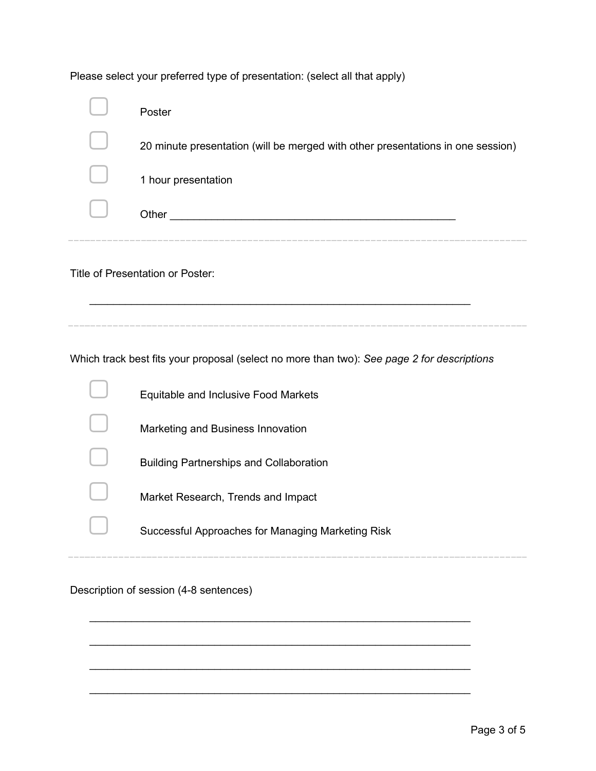Please select your preferred type of presentation: (select all that apply)

- [ ] Poster
- [ ] 20 minute presentation (will be merged with other presentations in one session)
- [ ] 1 hour presentation
- [ ] Other ________________________________________________

---

Title of Presentation or Poster:

________________________________________________________________

---

Which track best fits your proposal (select no more than two): *See page 2 for descriptions*

- [ ] Equitable and Inclusive Food Markets
- [ ] Marketing and Business Innovation
- [ ] Building Partnerships and Collaboration
- [ ] Market Research, Trends and Impact
- [ ] Successful Approaches for Managing Marketing Risk

---

Description of session (4-8 sentences)

________________________________________________________________

________________________________________________________________

________________________________________________________________

________________________________________________________________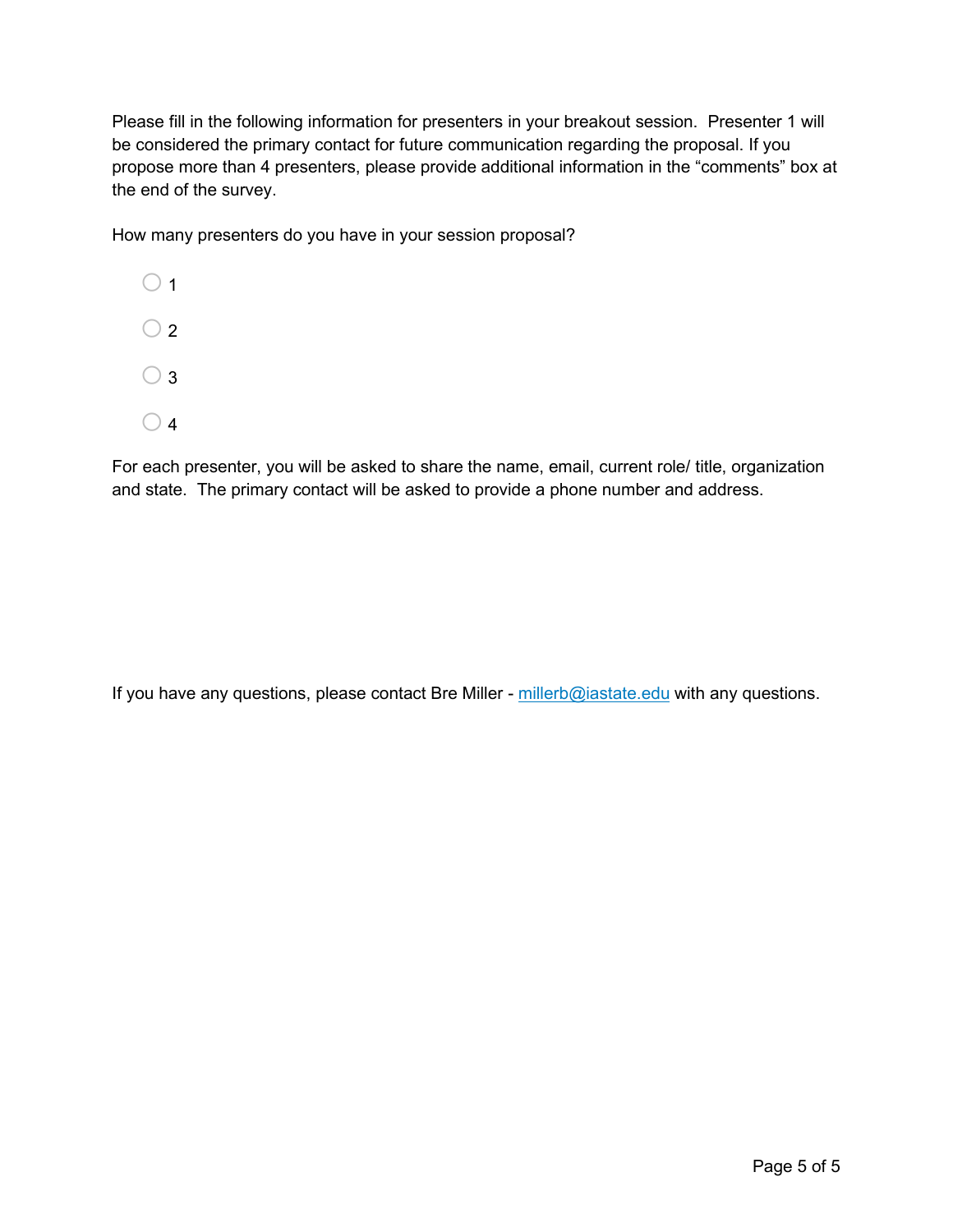Please fill in the following information for presenters in your breakout session. Presenter 1 will be considered the primary contact for future communication regarding the proposal. If you propose more than 4 presenters, please provide additional information in the “comments” box at the end of the survey.

How many presenters do you have in your session proposal?

- ○ 1
- ○ 2
- ○ 3
- ○ 4

For each presenter, you will be asked to share the name, email, current role/ title, organization and state. The primary contact will be asked to provide a phone number and address.

If you have any questions, please contact Bre Miller - [millerb@iastate.edu](mailto:millerb@iastate.edu) with any questions.